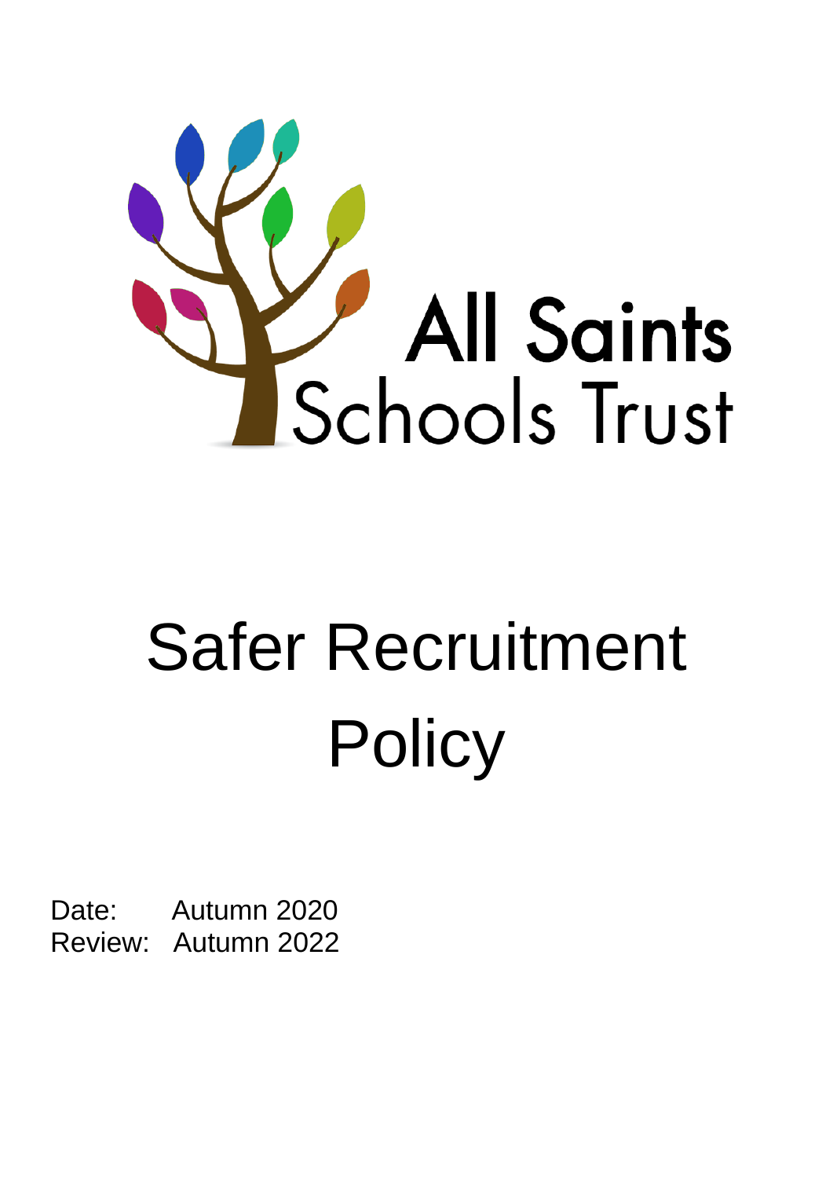All Saints Schools Trust

# Safer Recruitment Policy

Date: Autumn 2020
Review: Autumn 2022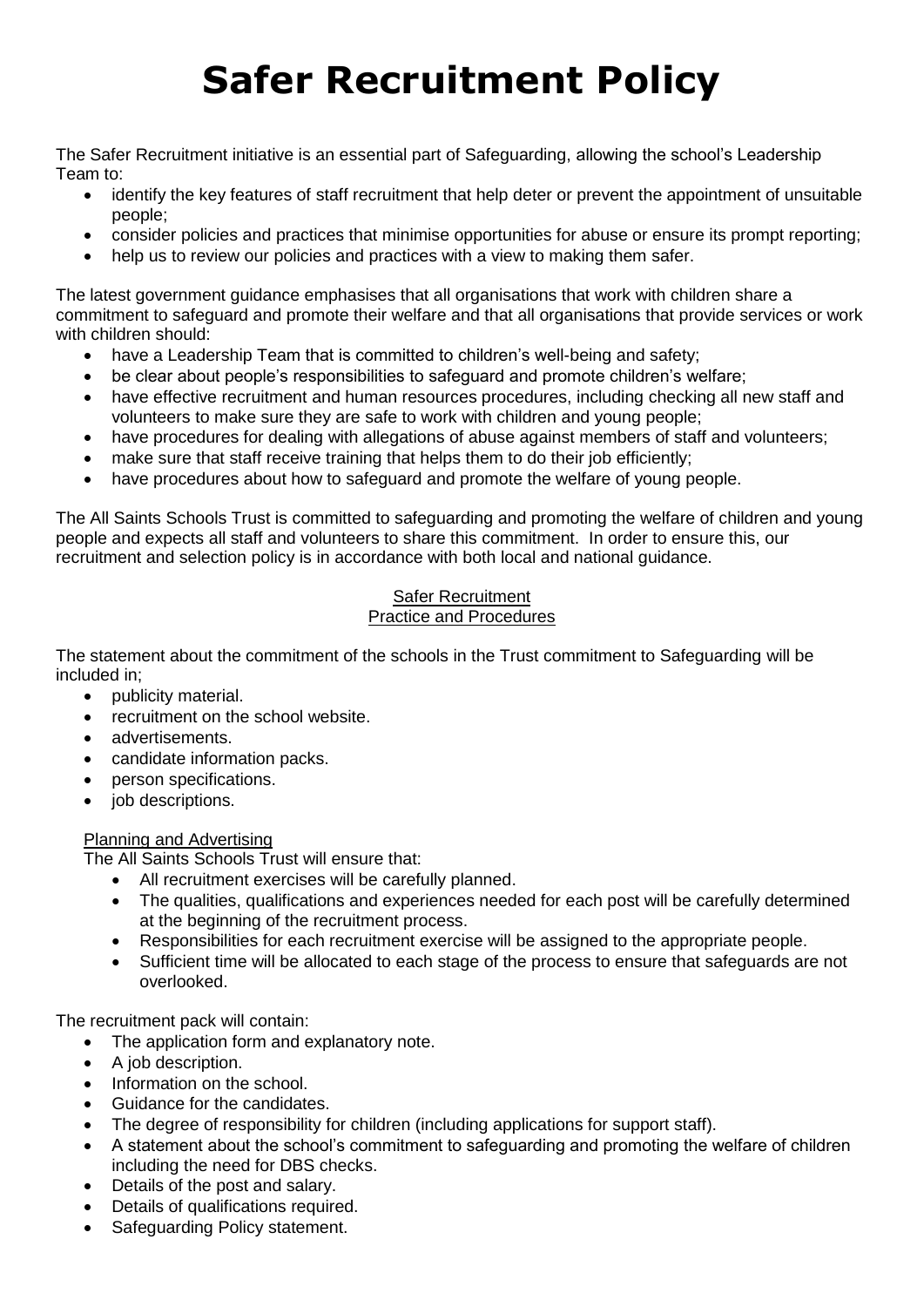# Safer Recruitment Policy

The Safer Recruitment initiative is an essential part of Safeguarding, allowing the school's Leadership Team to:

- identify the key features of staff recruitment that help deter or prevent the appointment of unsuitable people;
- consider policies and practices that minimise opportunities for abuse or ensure its prompt reporting;
- help us to review our policies and practices with a view to making them safer.

The latest government guidance emphasises that all organisations that work with children share a commitment to safeguard and promote their welfare and that all organisations that provide services or work with children should:

- have a Leadership Team that is committed to children's well-being and safety;
- be clear about people's responsibilities to safeguard and promote children's welfare;
- have effective recruitment and human resources procedures, including checking all new staff and volunteers to make sure they are safe to work with children and young people;
- have procedures for dealing with allegations of abuse against members of staff and volunteers;
- make sure that staff receive training that helps them to do their job efficiently;
- have procedures about how to safeguard and promote the welfare of young people.

The All Saints Schools Trust is committed to safeguarding and promoting the welfare of children and young people and expects all staff and volunteers to share this commitment. In order to ensure this, our recruitment and selection policy is in accordance with both local and national guidance.

## Safer Recruitment
## Practice and Procedures

The statement about the commitment of the schools in the Trust commitment to Safeguarding will be included in;

- publicity material.
- recruitment on the school website.
- advertisements.
- candidate information packs.
- person specifications.
- job descriptions.

### Planning and Advertising

The All Saints Schools Trust will ensure that:

- All recruitment exercises will be carefully planned.
- The qualities, qualifications and experiences needed for each post will be carefully determined at the beginning of the recruitment process.
- Responsibilities for each recruitment exercise will be assigned to the appropriate people.
- Sufficient time will be allocated to each stage of the process to ensure that safeguards are not overlooked.

The recruitment pack will contain:

- The application form and explanatory note.
- A job description.
- Information on the school.
- Guidance for the candidates.
- The degree of responsibility for children (including applications for support staff).
- A statement about the school's commitment to safeguarding and promoting the welfare of children including the need for DBS checks.
- Details of the post and salary.
- Details of qualifications required.
- Safeguarding Policy statement.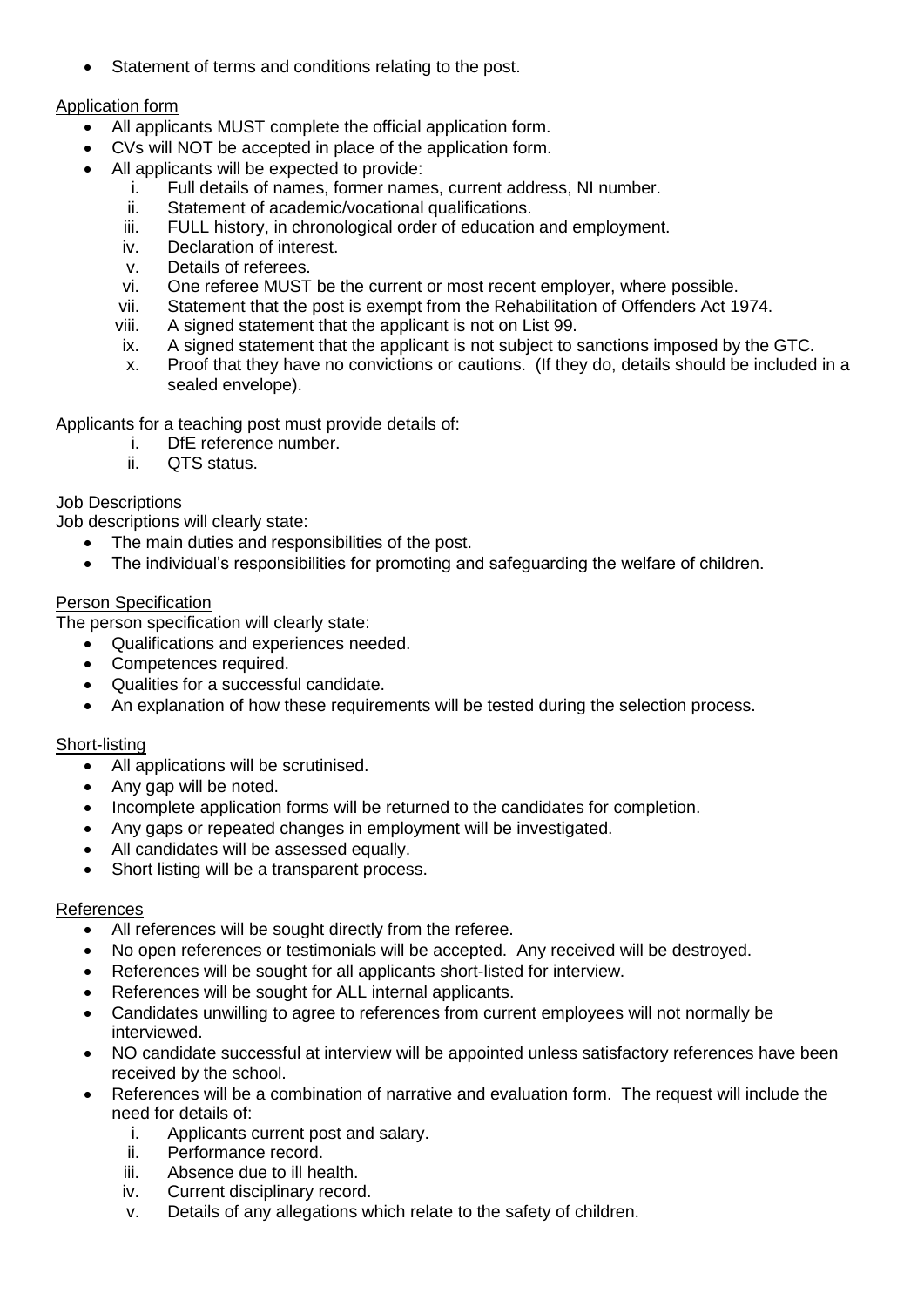- Statement of terms and conditions relating to the post.

Application form

- All applicants MUST complete the official application form.
- CVs will NOT be accepted in place of the application form.
- All applicants will be expected to provide:
    i. Full details of names, former names, current address, NI number.
    ii. Statement of academic/vocational qualifications.
    iii. FULL history, in chronological order of education and employment.
    iv. Declaration of interest.
    v. Details of referees.
    vi. One referee MUST be the current or most recent employer, where possible.
    vii. Statement that the post is exempt from the Rehabilitation of Offenders Act 1974.
    viii. A signed statement that the applicant is not on List 99.
    ix. A signed statement that the applicant is not subject to sanctions imposed by the GTC.
    x. Proof that they have no convictions or cautions. (If they do, details should be included in a sealed envelope).

Applicants for a teaching post must provide details of:

i. DfE reference number.
ii. QTS status.

Job Descriptions

Job descriptions will clearly state:

- The main duties and responsibilities of the post.
- The individual's responsibilities for promoting and safeguarding the welfare of children.

Person Specification

The person specification will clearly state:

- Qualifications and experiences needed.
- Competences required.
- Qualities for a successful candidate.
- An explanation of how these requirements will be tested during the selection process.

Short-listing

- All applications will be scrutinised.
- Any gap will be noted.
- Incomplete application forms will be returned to the candidates for completion.
- Any gaps or repeated changes in employment will be investigated.
- All candidates will be assessed equally.
- Short listing will be a transparent process.

References

- All references will be sought directly from the referee.
- No open references or testimonials will be accepted. Any received will be destroyed.
- References will be sought for all applicants short-listed for interview.
- References will be sought for ALL internal applicants.
- Candidates unwilling to agree to references from current employees will not normally be interviewed.
- NO candidate successful at interview will be appointed unless satisfactory references have been received by the school.
- References will be a combination of narrative and evaluation form. The request will include the need for details of:
    i. Applicants current post and salary.
    ii. Performance record.
    iii. Absence due to ill health.
    iv. Current disciplinary record.
    v. Details of any allegations which relate to the safety of children.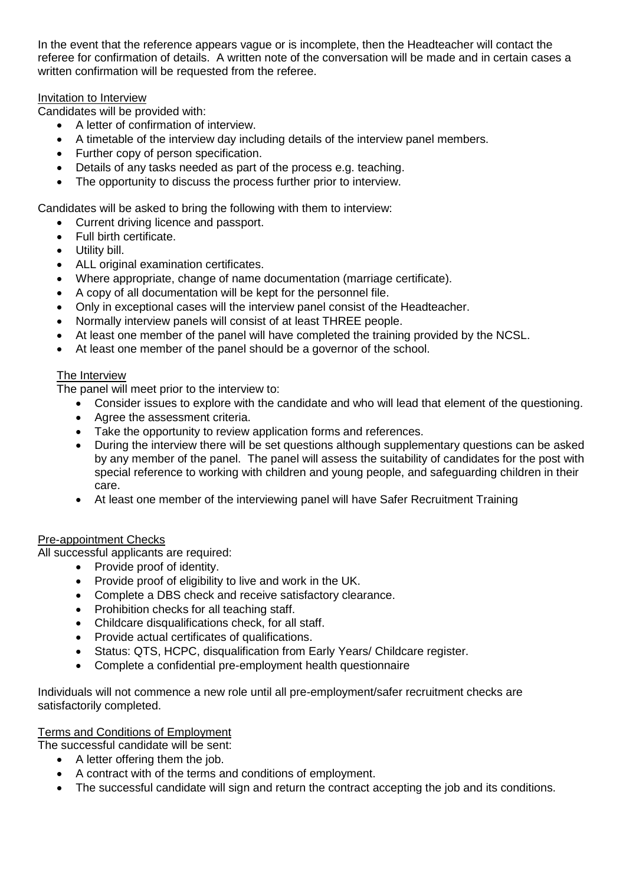In the event that the reference appears vague or is incomplete, then the Headteacher will contact the referee for confirmation of details. A written note of the conversation will be made and in certain cases a written confirmation will be requested from the referee.

Invitation to Interview

Candidates will be provided with:

- A letter of confirmation of interview.
- A timetable of the interview day including details of the interview panel members.
- Further copy of person specification.
- Details of any tasks needed as part of the process e.g. teaching.
- The opportunity to discuss the process further prior to interview.

Candidates will be asked to bring the following with them to interview:

- Current driving licence and passport.
- Full birth certificate.
- Utility bill.
- ALL original examination certificates.
- Where appropriate, change of name documentation (marriage certificate).
- A copy of all documentation will be kept for the personnel file.
- Only in exceptional cases will the interview panel consist of the Headteacher.
- Normally interview panels will consist of at least THREE people.
- At least one member of the panel will have completed the training provided by the NCSL.
- At least one member of the panel should be a governor of the school.

The Interview

The panel will meet prior to the interview to:

- Consider issues to explore with the candidate and who will lead that element of the questioning.
- Agree the assessment criteria.
- Take the opportunity to review application forms and references.
- During the interview there will be set questions although supplementary questions can be asked by any member of the panel. The panel will assess the suitability of candidates for the post with special reference to working with children and young people, and safeguarding children in their care.
- At least one member of the interviewing panel will have Safer Recruitment Training

Pre-appointment Checks

All successful applicants are required:

- Provide proof of identity.
- Provide proof of eligibility to live and work in the UK.
- Complete a DBS check and receive satisfactory clearance.
- Prohibition checks for all teaching staff.
- Childcare disqualifications check, for all staff.
- Provide actual certificates of qualifications.
- Status: QTS, HCPC, disqualification from Early Years/ Childcare register.
- Complete a confidential pre-employment health questionnaire

Individuals will not commence a new role until all pre-employment/safer recruitment checks are satisfactorily completed.

Terms and Conditions of Employment

The successful candidate will be sent:

- A letter offering them the job.
- A contract with of the terms and conditions of employment.
- The successful candidate will sign and return the contract accepting the job and its conditions.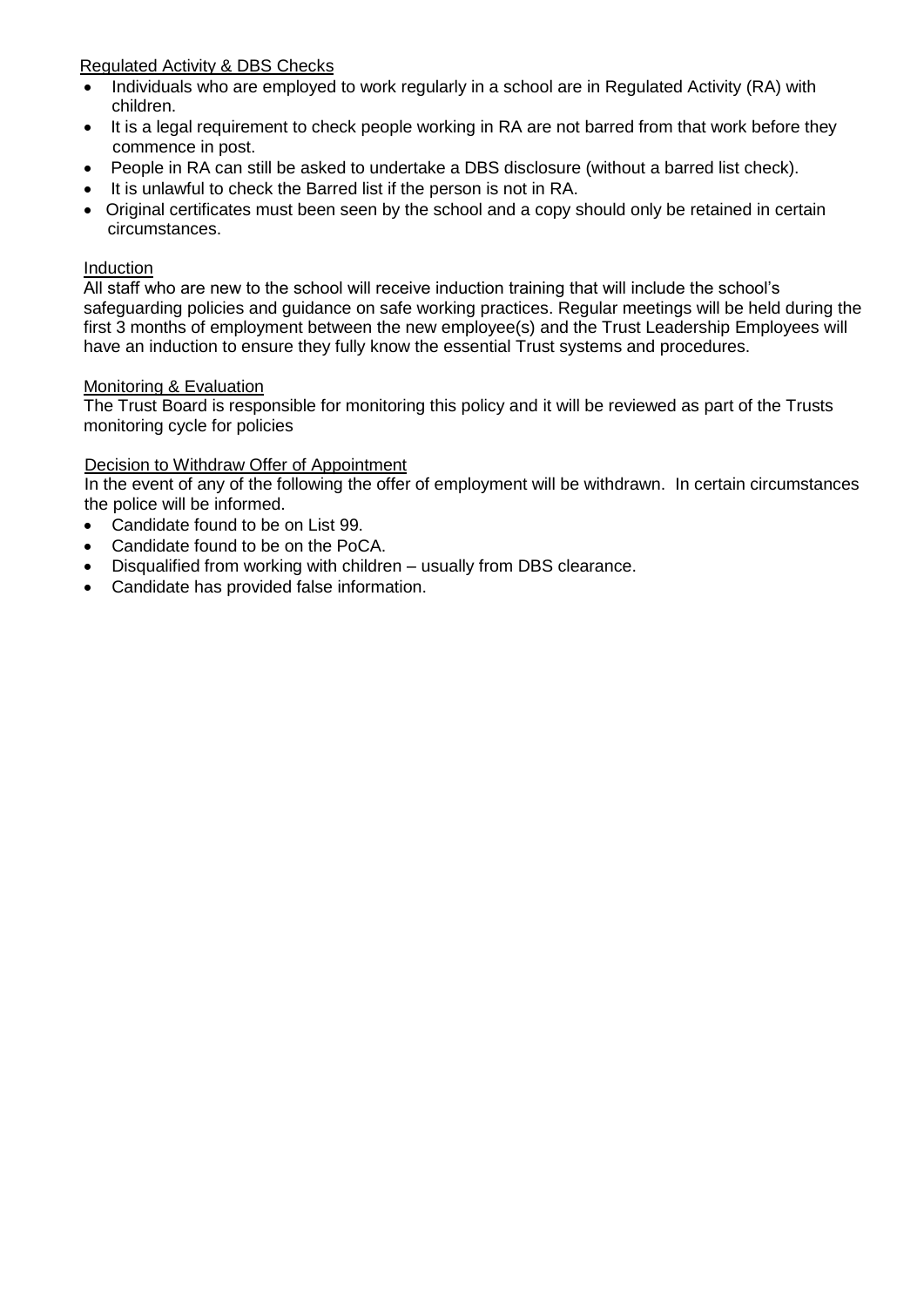Regulated Activity & DBS Checks

- Individuals who are employed to work regularly in a school are in Regulated Activity (RA) with children.
- It is a legal requirement to check people working in RA are not barred from that work before they commence in post.
- People in RA can still be asked to undertake a DBS disclosure (without a barred list check).
- It is unlawful to check the Barred list if the person is not in RA.
- Original certificates must been seen by the school and a copy should only be retained in certain circumstances.

Induction

All staff who are new to the school will receive induction training that will include the school's safeguarding policies and guidance on safe working practices. Regular meetings will be held during the first 3 months of employment between the new employee(s) and the Trust Leadership Employees will have an induction to ensure they fully know the essential Trust systems and procedures.

Monitoring & Evaluation

The Trust Board is responsible for monitoring this policy and it will be reviewed as part of the Trusts monitoring cycle for policies

Decision to Withdraw Offer of Appointment

In the event of any of the following the offer of employment will be withdrawn. In certain circumstances the police will be informed.

- Candidate found to be on List 99.
- Candidate found to be on the PoCA.
- Disqualified from working with children – usually from DBS clearance.
- Candidate has provided false information.